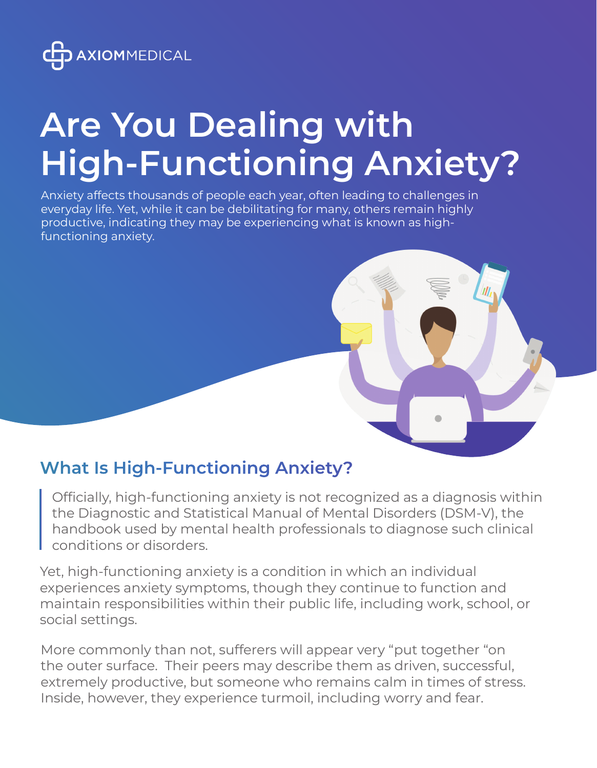AXIOMMEDICAL

# Are You Dealing with High-Functioning Anxiety?

Anxiety affects thousands of people each year, often leading to challenges in everyday life. Yet, while it can be debilitating for many, others remain highly productive, indicating they may be experiencing what is known as high-functioning anxiety.

## What Is High-Functioning Anxiety?

> Officially, high-functioning anxiety is not recognized as a diagnosis within the Diagnostic and Statistical Manual of Mental Disorders (DSM-V), the handbook used by mental health professionals to diagnose such clinical conditions or disorders.

Yet, high-functioning anxiety is a condition in which an individual experiences anxiety symptoms, though they continue to function and maintain responsibilities within their public life, including work, school, or social settings.

More commonly than not, sufferers will appear very "put together "on the outer surface. Their peers may describe them as driven, successful, extremely productive, but someone who remains calm in times of stress. Inside, however, they experience turmoil, including worry and fear.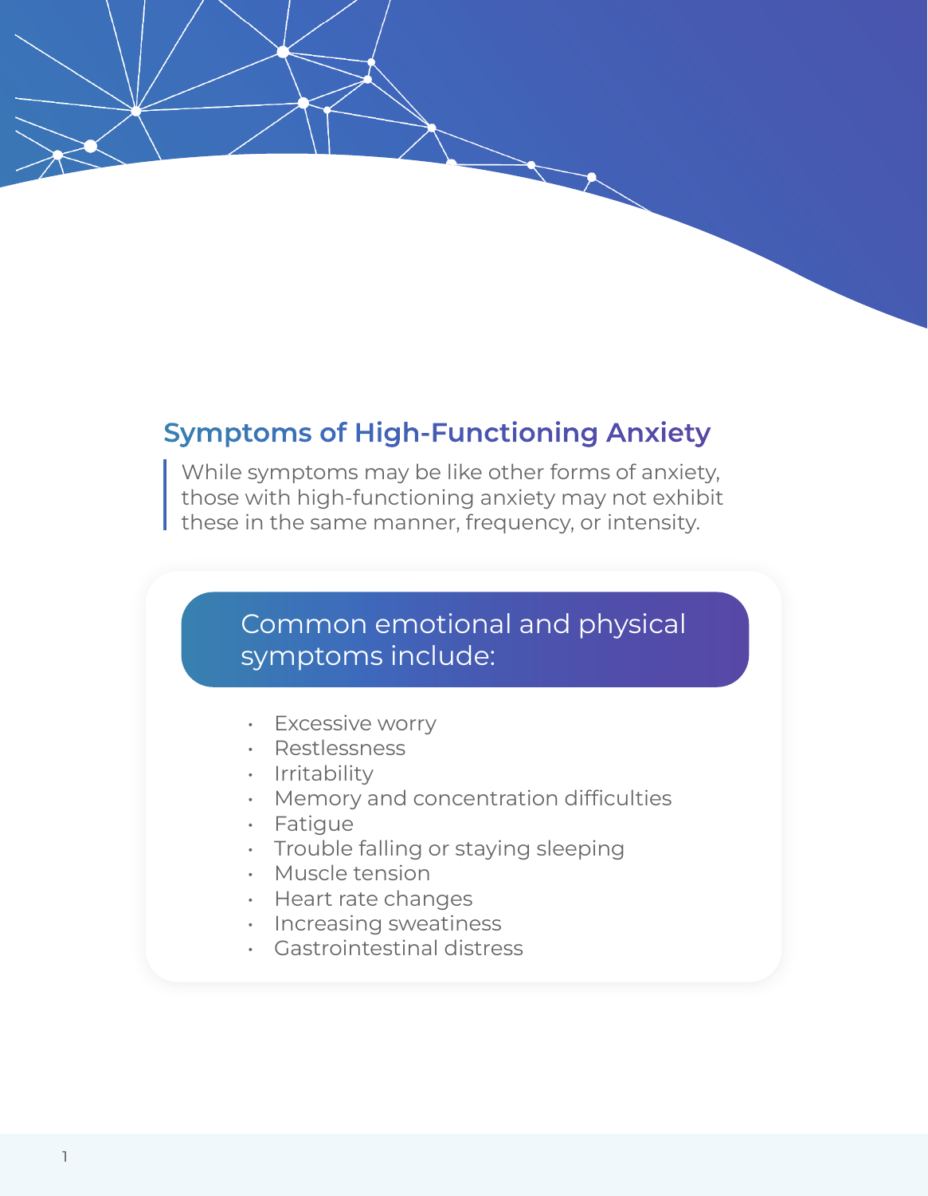## Symptoms of High-Functioning Anxiety

While symptoms may be like other forms of anxiety, those with high-functioning anxiety may not exhibit these in the same manner, frequency, or intensity.

### Common emotional and physical symptoms include:

- Excessive worry
- Restlessness
- Irritability
- Memory and concentration difficulties
- Fatigue
- Trouble falling or staying sleeping
- Muscle tension
- Heart rate changes
- Increasing sweatiness
- Gastrointestinal distress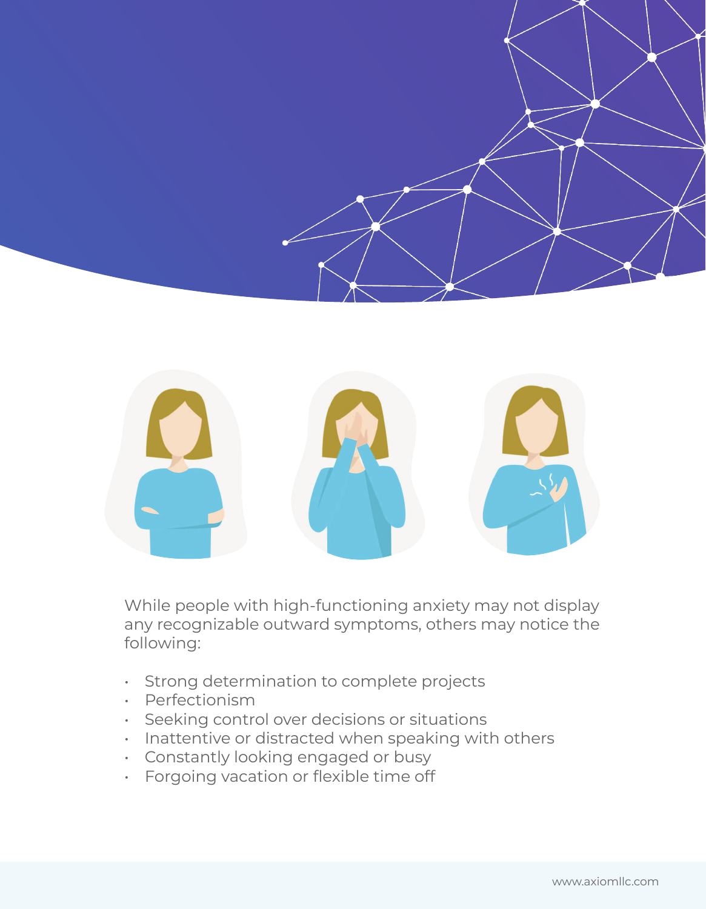While people with high-functioning anxiety may not display any recognizable outward symptoms, others may notice the following:

- Strong determination to complete projects
- Perfectionism
- Seeking control over decisions or situations
- Inattentive or distracted when speaking with others
- Constantly looking engaged or busy
- Forgoing vacation or flexible time off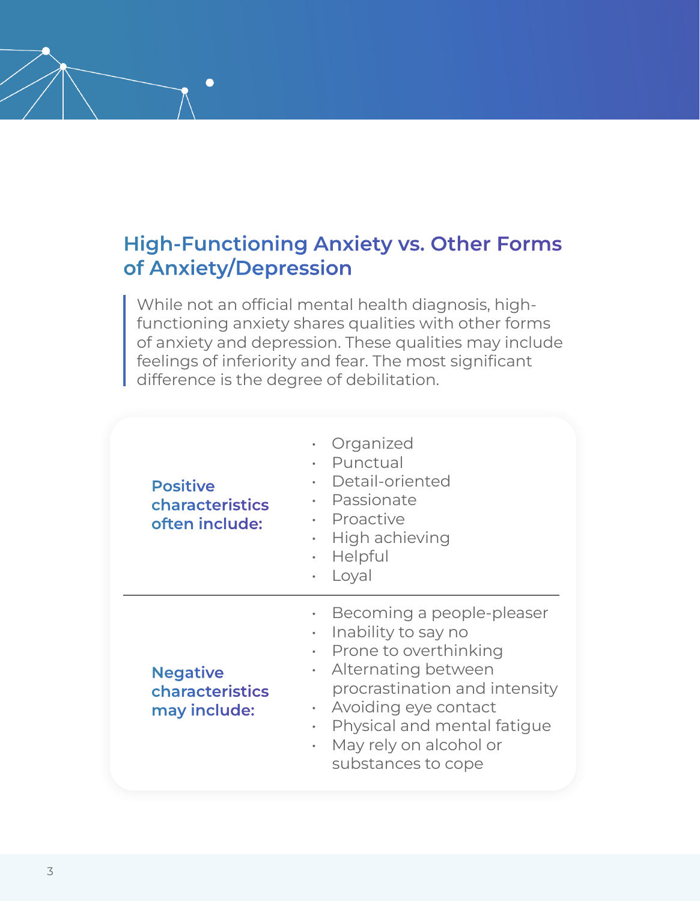## High-Functioning Anxiety vs. Other Forms of Anxiety/Depression

While not an official mental health diagnosis, high-functioning anxiety shares qualities with other forms of anxiety and depression. These qualities may include feelings of inferiority and fear. The most significant difference is the degree of debilitation.

| | |
|---|---|
| **Positive characteristics often include:** | • Organized<br>• Punctual<br>• Detail-oriented<br>• Passionate<br>• Proactive<br>• High achieving<br>• Helpful<br>• Loyal |
| **Negative characteristics may include:** | • Becoming a people-pleaser<br>• Inability to say no<br>• Prone to overthinking<br>• Alternating between procrastination and intensity<br>• Avoiding eye contact<br>• Physical and mental fatigue<br>• May rely on alcohol or substances to cope |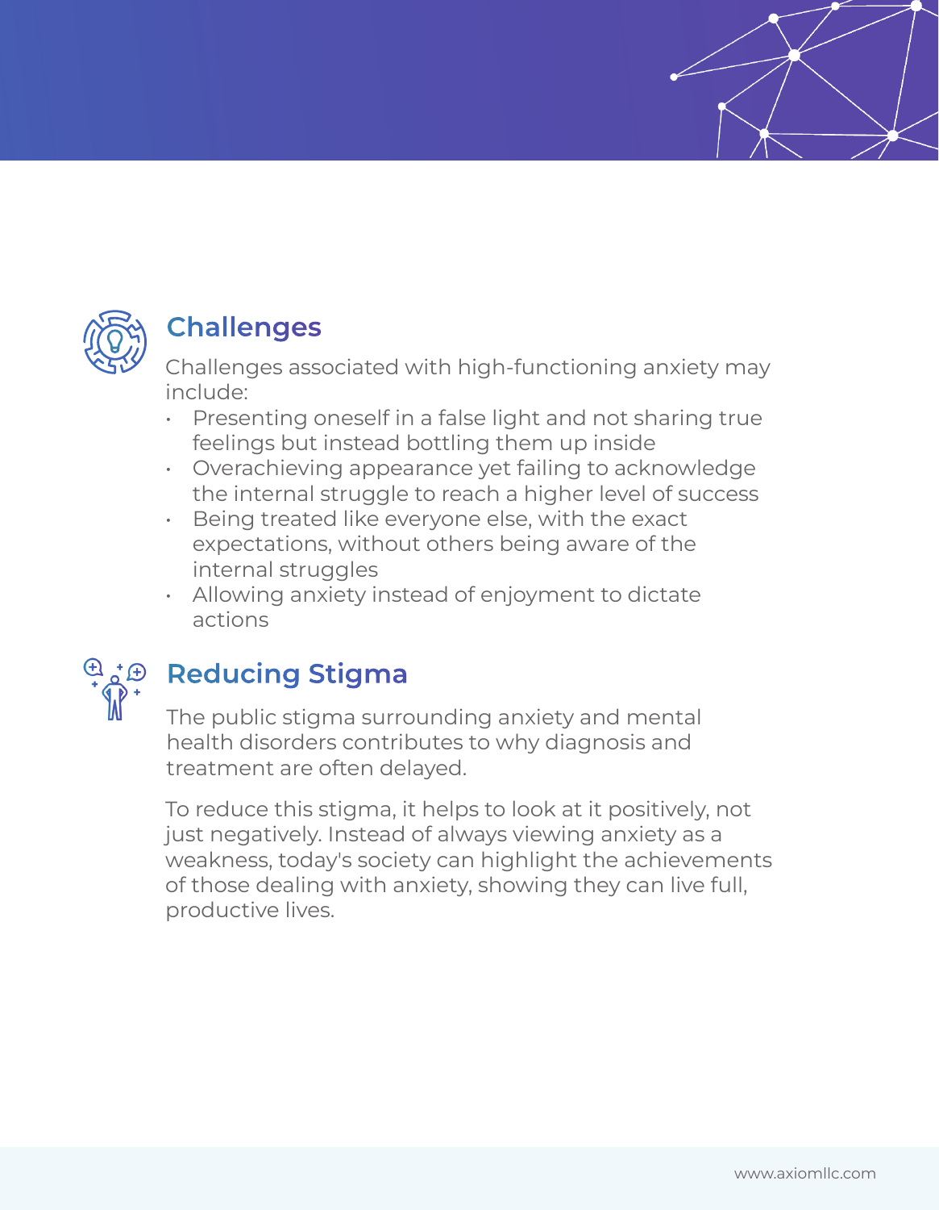## Challenges

Challenges associated with high-functioning anxiety may include:

- Presenting oneself in a false light and not sharing true feelings but instead bottling them up inside
- Overachieving appearance yet failing to acknowledge the internal struggle to reach a higher level of success
- Being treated like everyone else, with the exact expectations, without others being aware of the internal struggles
- Allowing anxiety instead of enjoyment to dictate actions

## Reducing Stigma

The public stigma surrounding anxiety and mental health disorders contributes to why diagnosis and treatment are often delayed.

To reduce this stigma, it helps to look at it positively, not just negatively. Instead of always viewing anxiety as a weakness, today's society can highlight the achievements of those dealing with anxiety, showing they can live full, productive lives.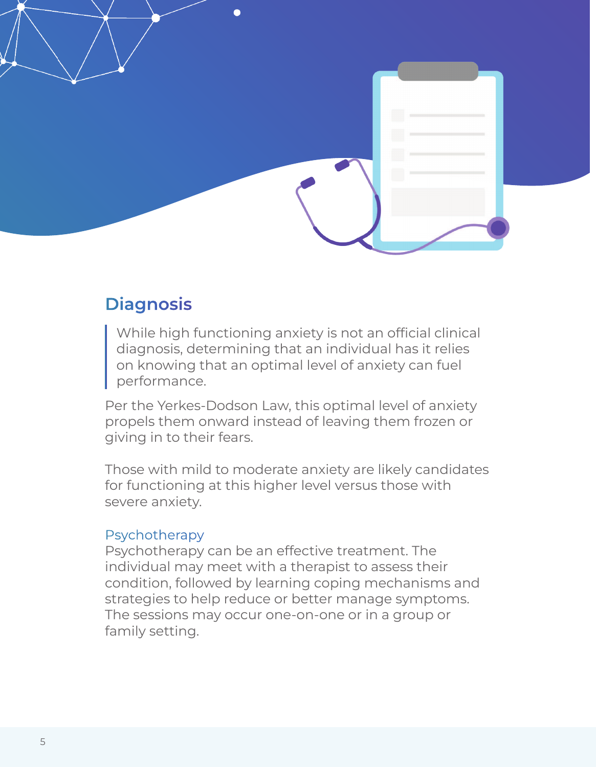## Diagnosis

> While high functioning anxiety is not an official clinical diagnosis, determining that an individual has it relies on knowing that an optimal level of anxiety can fuel performance.

Per the Yerkes-Dodson Law, this optimal level of anxiety propels them onward instead of leaving them frozen or giving in to their fears.

Those with mild to moderate anxiety are likely candidates for functioning at this higher level versus those with severe anxiety.

### Psychotherapy

Psychotherapy can be an effective treatment. The individual may meet with a therapist to assess their condition, followed by learning coping mechanisms and strategies to help reduce or better manage symptoms. The sessions may occur one-on-one or in a group or family setting.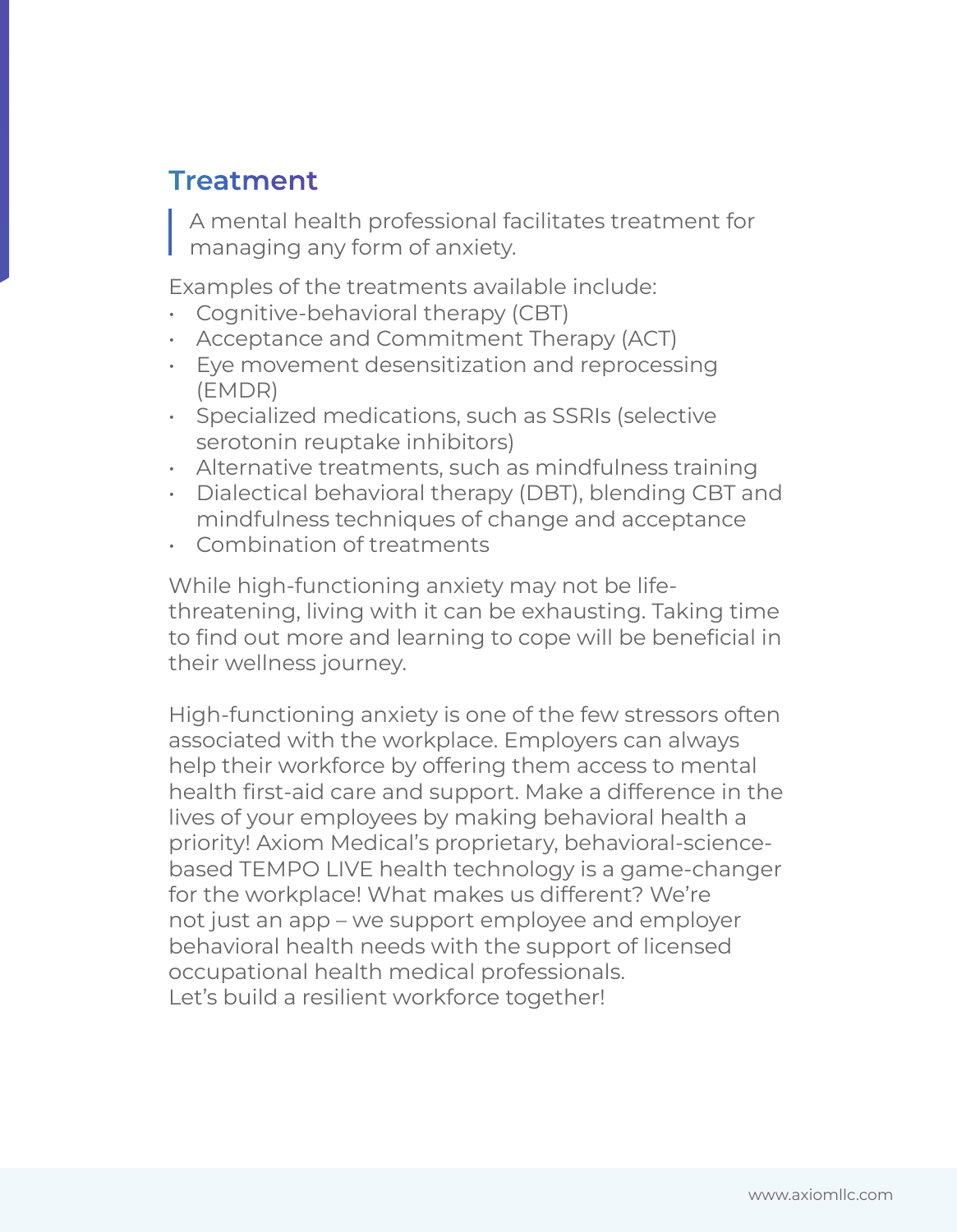## Treatment

> A mental health professional facilitates treatment for managing any form of anxiety.

Examples of the treatments available include:

- Cognitive-behavioral therapy (CBT)
- Acceptance and Commitment Therapy (ACT)
- Eye movement desensitization and reprocessing (EMDR)
- Specialized medications, such as SSRIs (selective serotonin reuptake inhibitors)
- Alternative treatments, such as mindfulness training
- Dialectical behavioral therapy (DBT), blending CBT and mindfulness techniques of change and acceptance
- Combination of treatments

While high-functioning anxiety may not be life-threatening, living with it can be exhausting. Taking time to find out more and learning to cope will be beneficial in their wellness journey.

High-functioning anxiety is one of the few stressors often associated with the workplace. Employers can always help their workforce by offering them access to mental health first-aid care and support. Make a difference in the lives of your employees by making behavioral health a priority! Axiom Medical's proprietary, behavioral-science-based TEMPO LIVE health technology is a game-changer for the workplace! What makes us different? We're not just an app – we support employee and employer behavioral health needs with the support of licensed occupational health medical professionals.
Let's build a resilient workforce together!